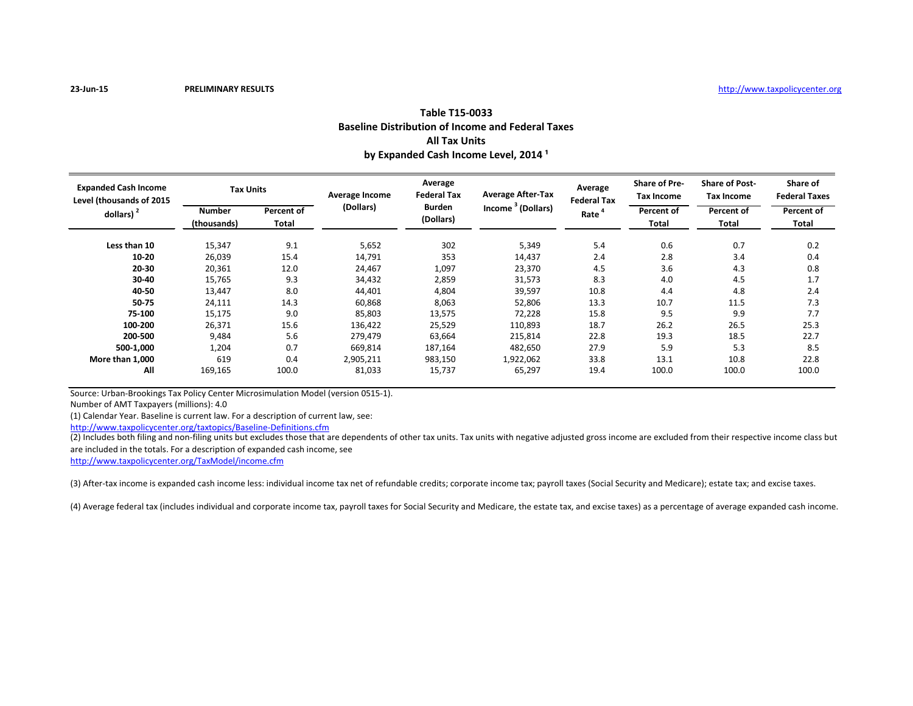23-Jun-15 **PRELIMINARY RESULTS** http://www.taxpolicycenter.org

## Table T15-0033
## Baseline Distribution of Income and Federal Taxes
## All Tax Units
## by Expanded Cash Income Level, 2014 [1]

| Expanded Cash Income Level (thousands of 2015 dollars) [2] | Tax Units | | Average Income (Dollars) | Average Federal Tax Burden (Dollars) | Average After-Tax Income [3] (Dollars) | Average Federal Tax Rate [4] | Share of Pre-Tax Income | Share of Post-Tax Income | Share of Federal Taxes |
|---|---|---|---|---|---|---|---|---|---|
| | Number (thousands) | Percent of Total | | | | | Percent of Total | Percent of Total | Percent of Total |
| **Less than 10** | 15,347 | 9.1 | 5,652 | 302 | 5,349 | 5.4 | 0.6 | 0.7 | 0.2 |
| **10-20** | 26,039 | 15.4 | 14,791 | 353 | 14,437 | 2.4 | 2.8 | 3.4 | 0.4 |
| **20-30** | 20,361 | 12.0 | 24,467 | 1,097 | 23,370 | 4.5 | 3.6 | 4.3 | 0.8 |
| **30-40** | 15,765 | 9.3 | 34,432 | 2,859 | 31,573 | 8.3 | 4.0 | 4.5 | 1.7 |
| **40-50** | 13,447 | 8.0 | 44,401 | 4,804 | 39,597 | 10.8 | 4.4 | 4.8 | 2.4 |
| **50-75** | 24,111 | 14.3 | 60,868 | 8,063 | 52,806 | 13.3 | 10.7 | 11.5 | 7.3 |
| **75-100** | 15,175 | 9.0 | 85,803 | 13,575 | 72,228 | 15.8 | 9.5 | 9.9 | 7.7 |
| **100-200** | 26,371 | 15.6 | 136,422 | 25,529 | 110,893 | 18.7 | 26.2 | 26.5 | 25.3 |
| **200-500** | 9,484 | 5.6 | 279,479 | 63,664 | 215,814 | 22.8 | 19.3 | 18.5 | 22.7 |
| **500-1,000** | 1,204 | 0.7 | 669,814 | 187,164 | 482,650 | 27.9 | 5.9 | 5.3 | 8.5 |
| **More than 1,000** | 619 | 0.4 | 2,905,211 | 983,150 | 1,922,062 | 33.8 | 13.1 | 10.8 | 22.8 |
| **All** | 169,165 | 100.0 | 81,033 | 15,737 | 65,297 | 19.4 | 100.0 | 100.0 | 100.0 |

Source: Urban-Brookings Tax Policy Center Microsimulation Model (version 0515-1).

Number of AMT Taxpayers (millions): 4.0

(1) Calendar Year. Baseline is current law. For a description of current law, see:
http://www.taxpolicycenter.org/taxtopics/Baseline-Definitions.cfm

(2) Includes both filing and non-filing units but excludes those that are dependents of other tax units. Tax units with negative adjusted gross income are excluded from their respective income class but are included in the totals. For a description of expanded cash income, see
http://www.taxpolicycenter.org/TaxModel/income.cfm

(3) After-tax income is expanded cash income less: individual income tax net of refundable credits; corporate income tax; payroll taxes (Social Security and Medicare); estate tax; and excise taxes.

(4) Average federal tax (includes individual and corporate income tax, payroll taxes for Social Security and Medicare, the estate tax, and excise taxes) as a percentage of average expanded cash income.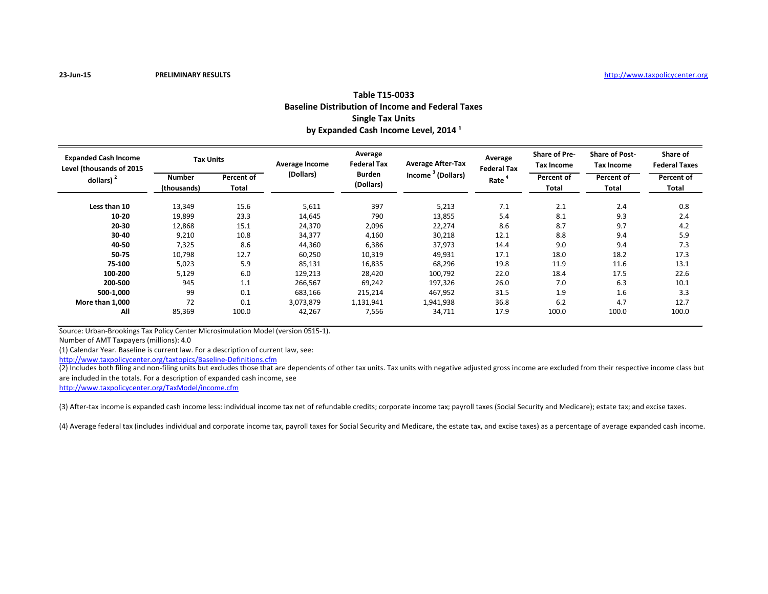23-Jun-15 PRELIMINARY RESULTS http://www.taxpolicycenter.org

# Table T15-0033
## Baseline Distribution of Income and Federal Taxes
## Single Tax Units
## by Expanded Cash Income Level, 2014 [1]

| Expanded Cash Income Level (thousands of 2015 dollars) [2] | Tax Units | | Average Income (Dollars) | Average Federal Tax Burden (Dollars) | Average After-Tax Income [3] (Dollars) | Average Federal Tax Rate [4] | Share of Pre-Tax Income | Share of Post-Tax Income | Share of Federal Taxes |
|---|---|---|---|---|---|---|---|---|---|
| | Number (thousands) | Percent of Total | | | | | Percent of Total | Percent of Total | Percent of Total |
| **Less than 10** | 13,349 | 15.6 | 5,611 | 397 | 5,213 | 7.1 | 2.1 | 2.4 | 0.8 |
| **10-20** | 19,899 | 23.3 | 14,645 | 790 | 13,855 | 5.4 | 8.1 | 9.3 | 2.4 |
| **20-30** | 12,868 | 15.1 | 24,370 | 2,096 | 22,274 | 8.6 | 8.7 | 9.7 | 4.2 |
| **30-40** | 9,210 | 10.8 | 34,377 | 4,160 | 30,218 | 12.1 | 8.8 | 9.4 | 5.9 |
| **40-50** | 7,325 | 8.6 | 44,360 | 6,386 | 37,973 | 14.4 | 9.0 | 9.4 | 7.3 |
| **50-75** | 10,798 | 12.7 | 60,250 | 10,319 | 49,931 | 17.1 | 18.0 | 18.2 | 17.3 |
| **75-100** | 5,023 | 5.9 | 85,131 | 16,835 | 68,296 | 19.8 | 11.9 | 11.6 | 13.1 |
| **100-200** | 5,129 | 6.0 | 129,213 | 28,420 | 100,792 | 22.0 | 18.4 | 17.5 | 22.6 |
| **200-500** | 945 | 1.1 | 266,567 | 69,242 | 197,326 | 26.0 | 7.0 | 6.3 | 10.1 |
| **500-1,000** | 99 | 0.1 | 683,166 | 215,214 | 467,952 | 31.5 | 1.9 | 1.6 | 3.3 |
| **More than 1,000** | 72 | 0.1 | 3,073,879 | 1,131,941 | 1,941,938 | 36.8 | 6.2 | 4.7 | 12.7 |
| **All** | 85,369 | 100.0 | 42,267 | 7,556 | 34,711 | 17.9 | 100.0 | 100.0 | 100.0 |

Source: Urban-Brookings Tax Policy Center Microsimulation Model (version 0515-1).

Number of AMT Taxpayers (millions): 4.0

(1) Calendar Year. Baseline is current law. For a description of current law, see:
http://www.taxpolicycenter.org/taxtopics/Baseline-Definitions.cfm

(2) Includes both filing and non-filing units but excludes those that are dependents of other tax units. Tax units with negative adjusted gross income are excluded from their respective income class but are included in the totals. For a description of expanded cash income, see
http://www.taxpolicycenter.org/TaxModel/income.cfm

(3) After-tax income is expanded cash income less: individual income tax net of refundable credits; corporate income tax; payroll taxes (Social Security and Medicare); estate tax; and excise taxes.

(4) Average federal tax (includes individual and corporate income tax, payroll taxes for Social Security and Medicare, the estate tax, and excise taxes) as a percentage of average expanded cash income.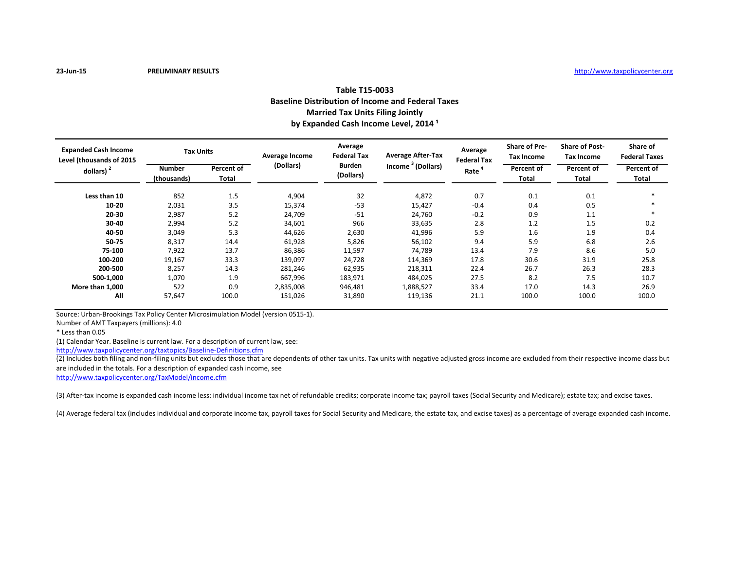23-Jun-15 **PRELIMINARY RESULTS** http://www.taxpolicycenter.org

## Table T15-0033
## Baseline Distribution of Income and Federal Taxes
## Married Tax Units Filing Jointly
## by Expanded Cash Income Level, 2014 [1]

| Expanded Cash Income Level (thousands of 2015 dollars) [2] | Tax Units | | Average Income (Dollars) | Average Federal Tax Burden (Dollars) | Average After-Tax Income [3] (Dollars) | Average Federal Tax Rate [4] | Share of Pre-Tax Income | Share of Post-Tax Income | Share of Federal Taxes |
|---|---|---|---|---|---|---|---|---|---|
| | Number (thousands) | Percent of Total | | | | | Percent of Total | Percent of Total | Percent of Total |
| Less than 10 | 852 | 1.5 | 4,904 | 32 | 4,872 | 0.7 | 0.1 | 0.1 | * |
| 10-20 | 2,031 | 3.5 | 15,374 | -53 | 15,427 | -0.4 | 0.4 | 0.5 | * |
| 20-30 | 2,987 | 5.2 | 24,709 | -51 | 24,760 | -0.2 | 0.9 | 1.1 | * |
| 30-40 | 2,994 | 5.2 | 34,601 | 966 | 33,635 | 2.8 | 1.2 | 1.5 | 0.2 |
| 40-50 | 3,049 | 5.3 | 44,626 | 2,630 | 41,996 | 5.9 | 1.6 | 1.9 | 0.4 |
| 50-75 | 8,317 | 14.4 | 61,928 | 5,826 | 56,102 | 9.4 | 5.9 | 6.8 | 2.6 |
| 75-100 | 7,922 | 13.7 | 86,386 | 11,597 | 74,789 | 13.4 | 7.9 | 8.6 | 5.0 |
| 100-200 | 19,167 | 33.3 | 139,097 | 24,728 | 114,369 | 17.8 | 30.6 | 31.9 | 25.8 |
| 200-500 | 8,257 | 14.3 | 281,246 | 62,935 | 218,311 | 22.4 | 26.7 | 26.3 | 28.3 |
| 500-1,000 | 1,070 | 1.9 | 667,996 | 183,971 | 484,025 | 27.5 | 8.2 | 7.5 | 10.7 |
| More than 1,000 | 522 | 0.9 | 2,835,008 | 946,481 | 1,888,527 | 33.4 | 17.0 | 14.3 | 26.9 |
| All | 57,647 | 100.0 | 151,026 | 31,890 | 119,136 | 21.1 | 100.0 | 100.0 | 100.0 |

Source: Urban-Brookings Tax Policy Center Microsimulation Model (version 0515-1).

Number of AMT Taxpayers (millions): 4.0

* Less than 0.05

(1) Calendar Year. Baseline is current law. For a description of current law, see:
http://www.taxpolicycenter.org/taxtopics/Baseline-Definitions.cfm

(2) Includes both filing and non-filing units but excludes those that are dependents of other tax units. Tax units with negative adjusted gross income are excluded from their respective income class but are included in the totals. For a description of expanded cash income, see
http://www.taxpolicycenter.org/TaxModel/income.cfm

(3) After-tax income is expanded cash income less: individual income tax net of refundable credits; corporate income tax; payroll taxes (Social Security and Medicare); estate tax; and excise taxes.

(4) Average federal tax (includes individual and corporate income tax, payroll taxes for Social Security and Medicare, the estate tax, and excise taxes) as a percentage of average expanded cash income.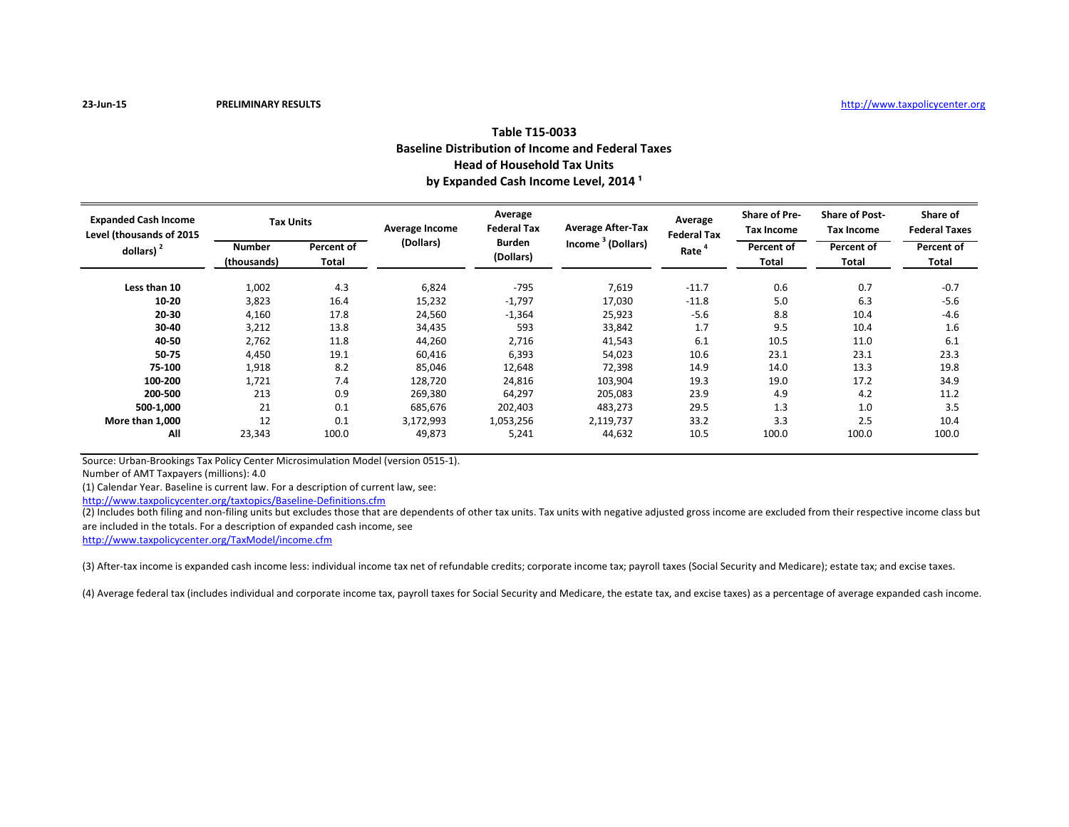23-Jun-15 **PRELIMINARY RESULTS** http://www.taxpolicycenter.org

## Table T15-0033
## Baseline Distribution of Income and Federal Taxes
## Head of Household Tax Units
## by Expanded Cash Income Level, 2014 [1]

| Expanded Cash Income Level (thousands of 2015 dollars) [2] | Tax Units | | Average Income (Dollars) | Average Federal Tax Burden (Dollars) | Average After-Tax Income [3] (Dollars) | Average Federal Tax Rate [4] | Share of Pre-Tax Income | Share of Post-Tax Income | Share of Federal Taxes |
|---|---|---|---|---|---|---|---|---|---|
| | Number (thousands) | Percent of Total | | | | | Percent of Total | Percent of Total | Percent of Total |
| **Less than 10** | 1,002 | 4.3 | 6,824 | -795 | 7,619 | -11.7 | 0.6 | 0.7 | -0.7 |
| **10-20** | 3,823 | 16.4 | 15,232 | -1,797 | 17,030 | -11.8 | 5.0 | 6.3 | -5.6 |
| **20-30** | 4,160 | 17.8 | 24,560 | -1,364 | 25,923 | -5.6 | 8.8 | 10.4 | -4.6 |
| **30-40** | 3,212 | 13.8 | 34,435 | 593 | 33,842 | 1.7 | 9.5 | 10.4 | 1.6 |
| **40-50** | 2,762 | 11.8 | 44,260 | 2,716 | 41,543 | 6.1 | 10.5 | 11.0 | 6.1 |
| **50-75** | 4,450 | 19.1 | 60,416 | 6,393 | 54,023 | 10.6 | 23.1 | 23.1 | 23.3 |
| **75-100** | 1,918 | 8.2 | 85,046 | 12,648 | 72,398 | 14.9 | 14.0 | 13.3 | 19.8 |
| **100-200** | 1,721 | 7.4 | 128,720 | 24,816 | 103,904 | 19.3 | 19.0 | 17.2 | 34.9 |
| **200-500** | 213 | 0.9 | 269,380 | 64,297 | 205,083 | 23.9 | 4.9 | 4.2 | 11.2 |
| **500-1,000** | 21 | 0.1 | 685,676 | 202,403 | 483,273 | 29.5 | 1.3 | 1.0 | 3.5 |
| **More than 1,000** | 12 | 0.1 | 3,172,993 | 1,053,256 | 2,119,737 | 33.2 | 3.3 | 2.5 | 10.4 |
| **All** | 23,343 | 100.0 | 49,873 | 5,241 | 44,632 | 10.5 | 100.0 | 100.0 | 100.0 |

Source: Urban-Brookings Tax Policy Center Microsimulation Model (version 0515-1).

Number of AMT Taxpayers (millions): 4.0

(1) Calendar Year. Baseline is current law. For a description of current law, see:
http://www.taxpolicycenter.org/taxtopics/Baseline-Definitions.cfm

(2) Includes both filing and non-filing units but excludes those that are dependents of other tax units. Tax units with negative adjusted gross income are excluded from their respective income class but are included in the totals. For a description of expanded cash income, see
http://www.taxpolicycenter.org/TaxModel/income.cfm

(3) After-tax income is expanded cash income less: individual income tax net of refundable credits; corporate income tax; payroll taxes (Social Security and Medicare); estate tax; and excise taxes.

(4) Average federal tax (includes individual and corporate income tax, payroll taxes for Social Security and Medicare, the estate tax, and excise taxes) as a percentage of average expanded cash income.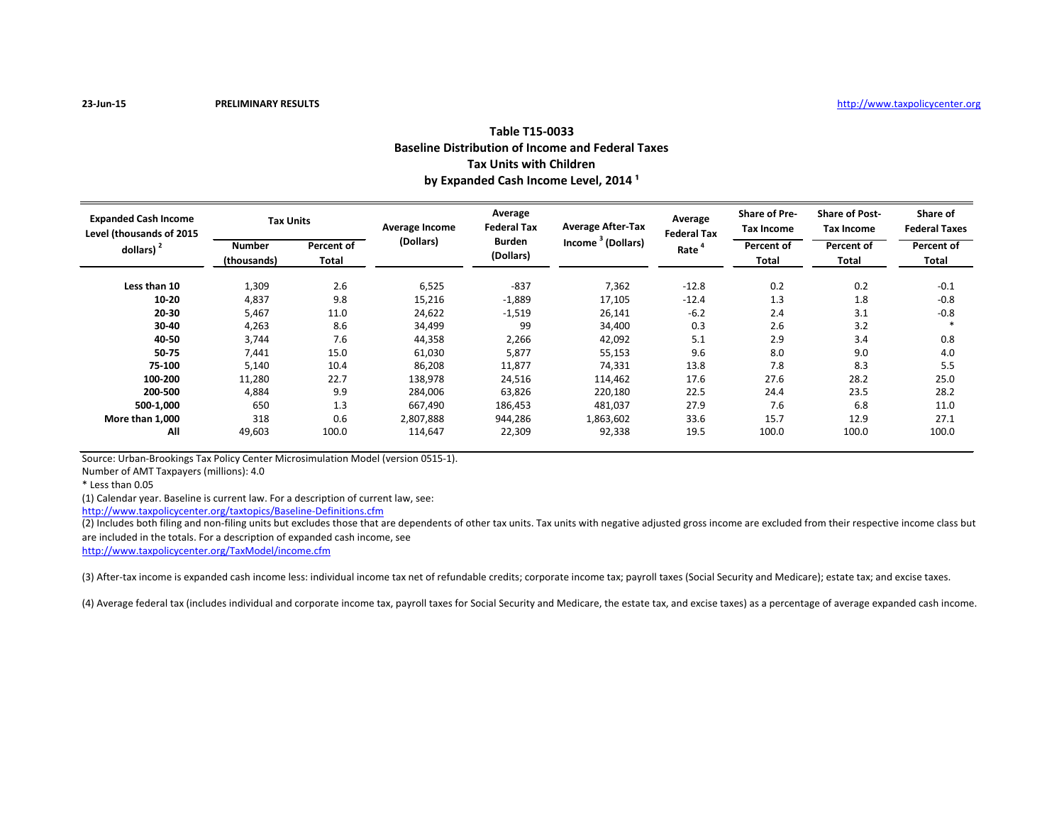23-Jun-15 **PRELIMINARY RESULTS** http://www.taxpolicycenter.org

## Table T15-0033
## Baseline Distribution of Income and Federal Taxes
## Tax Units with Children
## by Expanded Cash Income Level, 2014 [1]

| Expanded Cash Income Level (thousands of 2015 dollars) [2] | Tax Units | | Average Income (Dollars) | Average Federal Tax Burden (Dollars) | Average After-Tax Income [3] (Dollars) | Average Federal Tax Rate [4] | Share of Pre-Tax Income | Share of Post-Tax Income | Share of Federal Taxes |
|---|---|---|---|---|---|---|---|---|---|
| | Number (thousands) | Percent of Total | | | | | Percent of Total | Percent of Total | Percent of Total |
| **Less than 10** | 1,309 | 2.6 | 6,525 | -837 | 7,362 | -12.8 | 0.2 | 0.2 | -0.1 |
| **10-20** | 4,837 | 9.8 | 15,216 | -1,889 | 17,105 | -12.4 | 1.3 | 1.8 | -0.8 |
| **20-30** | 5,467 | 11.0 | 24,622 | -1,519 | 26,141 | -6.2 | 2.4 | 3.1 | -0.8 |
| **30-40** | 4,263 | 8.6 | 34,499 | 99 | 34,400 | 0.3 | 2.6 | 3.2 | * |
| **40-50** | 3,744 | 7.6 | 44,358 | 2,266 | 42,092 | 5.1 | 2.9 | 3.4 | 0.8 |
| **50-75** | 7,441 | 15.0 | 61,030 | 5,877 | 55,153 | 9.6 | 8.0 | 9.0 | 4.0 |
| **75-100** | 5,140 | 10.4 | 86,208 | 11,877 | 74,331 | 13.8 | 7.8 | 8.3 | 5.5 |
| **100-200** | 11,280 | 22.7 | 138,978 | 24,516 | 114,462 | 17.6 | 27.6 | 28.2 | 25.0 |
| **200-500** | 4,884 | 9.9 | 284,006 | 63,826 | 220,180 | 22.5 | 24.4 | 23.5 | 28.2 |
| **500-1,000** | 650 | 1.3 | 667,490 | 186,453 | 481,037 | 27.9 | 7.6 | 6.8 | 11.0 |
| **More than 1,000** | 318 | 0.6 | 2,807,888 | 944,286 | 1,863,602 | 33.6 | 15.7 | 12.9 | 27.1 |
| **All** | 49,603 | 100.0 | 114,647 | 22,309 | 92,338 | 19.5 | 100.0 | 100.0 | 100.0 |

Source: Urban-Brookings Tax Policy Center Microsimulation Model (version 0515-1).

Number of AMT Taxpayers (millions): 4.0

* Less than 0.05

(1) Calendar year. Baseline is current law. For a description of current law, see:
http://www.taxpolicycenter.org/taxtopics/Baseline-Definitions.cfm

(2) Includes both filing and non-filing units but excludes those that are dependents of other tax units. Tax units with negative adjusted gross income are excluded from their respective income class but are included in the totals. For a description of expanded cash income, see
http://www.taxpolicycenter.org/TaxModel/income.cfm

(3) After-tax income is expanded cash income less: individual income tax net of refundable credits; corporate income tax; payroll taxes (Social Security and Medicare); estate tax; and excise taxes.

(4) Average federal tax (includes individual and corporate income tax, payroll taxes for Social Security and Medicare, the estate tax, and excise taxes) as a percentage of average expanded cash income.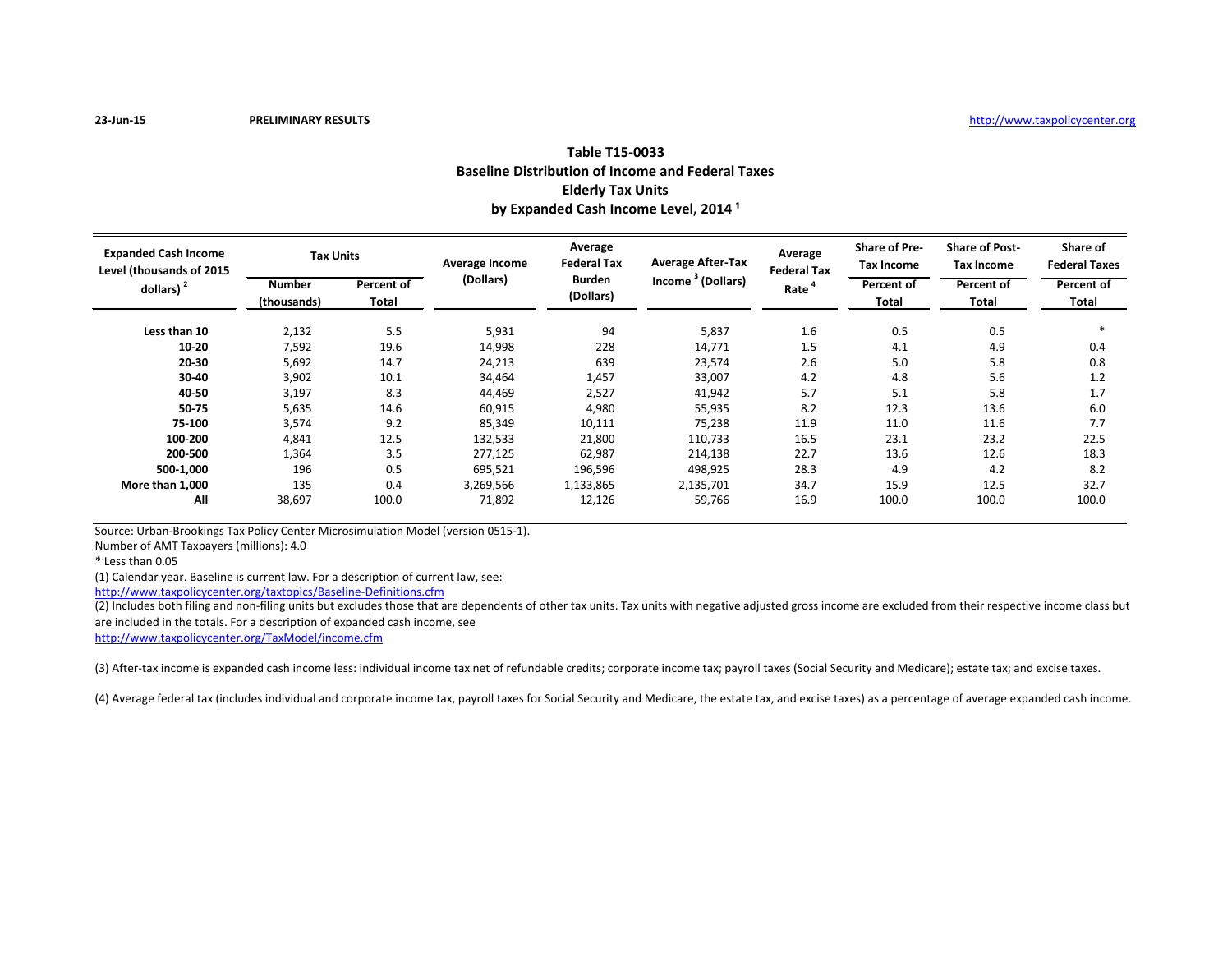23-Jun-15 PRELIMINARY RESULTS http://www.taxpolicycenter.org

## Table T15-0033
## Baseline Distribution of Income and Federal Taxes
## Elderly Tax Units
## by Expanded Cash Income Level, 2014 [1]

| Expanded Cash Income Level (thousands of 2015 dollars) [2] | Tax Units | | Average Income (Dollars) | Average Federal Tax Burden (Dollars) | Average After-Tax Income [3] (Dollars) | Average Federal Tax Rate [4] | Share of Pre-Tax Income | Share of Post-Tax Income | Share of Federal Taxes |
|---|---|---|---|---|---|---|---|---|---|
| | Number (thousands) | Percent of Total | | | | | Percent of Total | Percent of Total | Percent of Total |
| Less than 10 | 2,132 | 5.5 | 5,931 | 94 | 5,837 | 1.6 | 0.5 | 0.5 | * |
| 10-20 | 7,592 | 19.6 | 14,998 | 228 | 14,771 | 1.5 | 4.1 | 4.9 | 0.4 |
| 20-30 | 5,692 | 14.7 | 24,213 | 639 | 23,574 | 2.6 | 5.0 | 5.8 | 0.8 |
| 30-40 | 3,902 | 10.1 | 34,464 | 1,457 | 33,007 | 4.2 | 4.8 | 5.6 | 1.2 |
| 40-50 | 3,197 | 8.3 | 44,469 | 2,527 | 41,942 | 5.7 | 5.1 | 5.8 | 1.7 |
| 50-75 | 5,635 | 14.6 | 60,915 | 4,980 | 55,935 | 8.2 | 12.3 | 13.6 | 6.0 |
| 75-100 | 3,574 | 9.2 | 85,349 | 10,111 | 75,238 | 11.9 | 11.0 | 11.6 | 7.7 |
| 100-200 | 4,841 | 12.5 | 132,533 | 21,800 | 110,733 | 16.5 | 23.1 | 23.2 | 22.5 |
| 200-500 | 1,364 | 3.5 | 277,125 | 62,987 | 214,138 | 22.7 | 13.6 | 12.6 | 18.3 |
| 500-1,000 | 196 | 0.5 | 695,521 | 196,596 | 498,925 | 28.3 | 4.9 | 4.2 | 8.2 |
| More than 1,000 | 135 | 0.4 | 3,269,566 | 1,133,865 | 2,135,701 | 34.7 | 15.9 | 12.5 | 32.7 |
| All | 38,697 | 100.0 | 71,892 | 12,126 | 59,766 | 16.9 | 100.0 | 100.0 | 100.0 |

Source: Urban-Brookings Tax Policy Center Microsimulation Model (version 0515-1).

Number of AMT Taxpayers (millions): 4.0

* Less than 0.05

(1) Calendar year. Baseline is current law. For a description of current law, see:
http://www.taxpolicycenter.org/taxtopics/Baseline-Definitions.cfm

(2) Includes both filing and non-filing units but excludes those that are dependents of other tax units. Tax units with negative adjusted gross income are excluded from their respective income class but are included in the totals. For a description of expanded cash income, see
http://www.taxpolicycenter.org/TaxModel/income.cfm

(3) After-tax income is expanded cash income less: individual income tax net of refundable credits; corporate income tax; payroll taxes (Social Security and Medicare); estate tax; and excise taxes.

(4) Average federal tax (includes individual and corporate income tax, payroll taxes for Social Security and Medicare, the estate tax, and excise taxes) as a percentage of average expanded cash income.